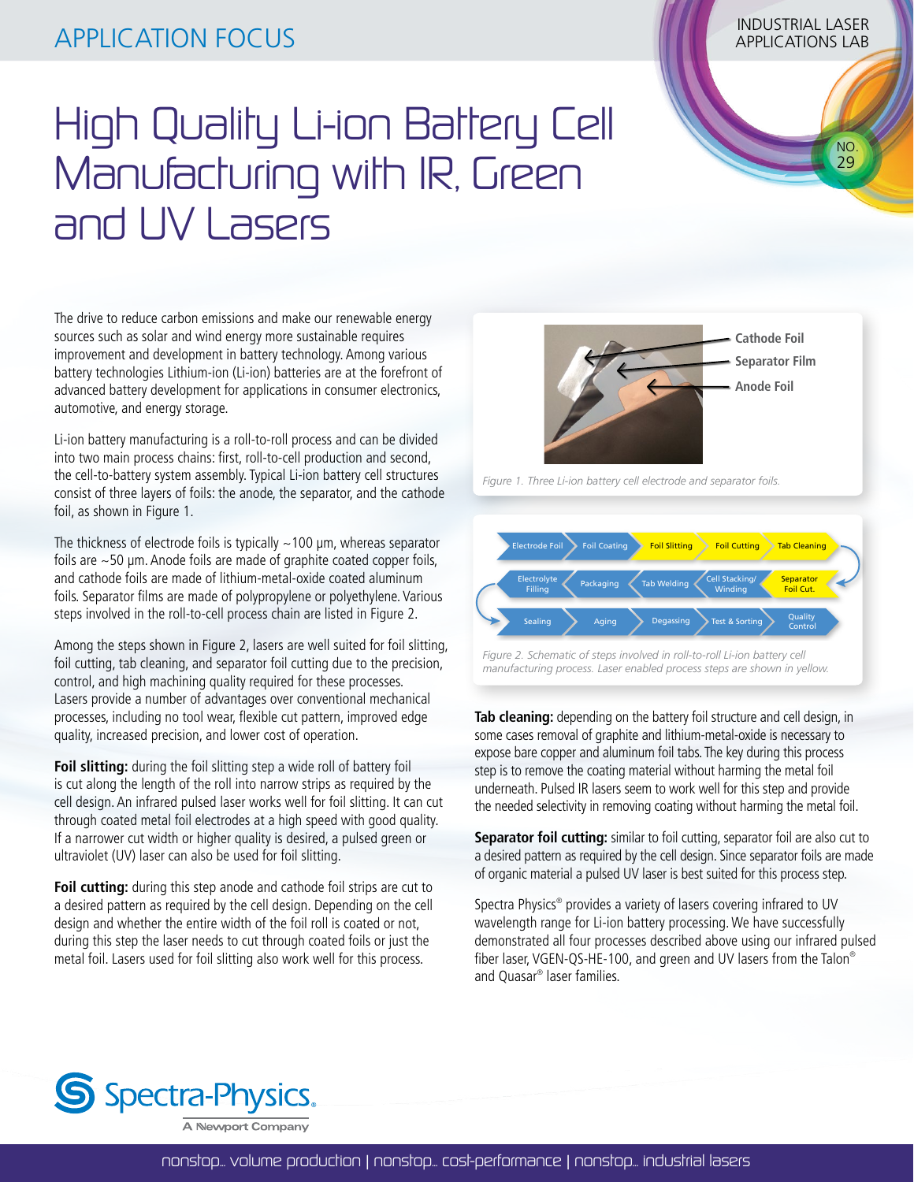APPLICATION FOCUS

INDUSTRIAL LASER APPLICATIONS LAB

NO. 29

# High Quality Li-ion Battery Cell Manufacturing with IR, Green and UV Lasers

The drive to reduce carbon emissions and make our renewable energy sources such as solar and wind energy more sustainable requires improvement and development in battery technology. Among various battery technologies Lithium-ion (Li-ion) batteries are at the forefront of advanced battery development for applications in consumer electronics, automotive, and energy storage.

Li-ion battery manufacturing is a roll-to-roll process and can be divided into two main process chains: first, roll-to-cell production and second, the cell-to-battery system assembly. Typical Li-ion battery cell structures consist of three layers of foils: the anode, the separator, and the cathode foil, as shown in Figure 1.

The thickness of electrode foils is typically ~100 µm, whereas separator foils are ~50 µm. Anode foils are made of graphite coated copper foils, and cathode foils are made of lithium-metal-oxide coated aluminum foils. Separator films are made of polypropylene or polyethylene. Various steps involved in the roll-to-cell process chain are listed in Figure 2.

Among the steps shown in Figure 2, lasers are well suited for foil slitting, foil cutting, tab cleaning, and separator foil cutting due to the precision, control, and high machining quality required for these processes. Lasers provide a number of advantages over conventional mechanical processes, including no tool wear, flexible cut pattern, improved edge quality, increased precision, and lower cost of operation.

**Foil slitting:** during the foil slitting step a wide roll of battery foil is cut along the length of the roll into narrow strips as required by the cell design. An infrared pulsed laser works well for foil slitting. It can cut through coated metal foil electrodes at a high speed with good quality. If a narrower cut width or higher quality is desired, a pulsed green or ultraviolet (UV) laser can also be used for foil slitting.

**Foil cutting:** during this step anode and cathode foil strips are cut to a desired pattern as required by the cell design. Depending on the cell design and whether the entire width of the foil roll is coated or not, during this step the laser needs to cut through coated foils or just the metal foil. Lasers used for foil slitting also work well for this process.

Cathode Foil
Separator Film
Anode Foil

*Figure 1. Three Li-ion battery cell electrode and separator foils.*

Electrode Foil → Foil Coating → Foil Slitting → Foil Cutting → Tab Cleaning → Separator Foil Cut. → Cell Stacking/Winding → Tab Welding → Packaging → Electrolyte Filling → Sealing → Aging → Degassing → Test & Sorting → Quality Control

*Figure 2. Schematic of steps involved in roll-to-roll Li-ion battery cell manufacturing process. Laser enabled process steps are shown in yellow.*

**Tab cleaning:** depending on the battery foil structure and cell design, in some cases removal of graphite and lithium-metal-oxide is necessary to expose bare copper and aluminum foil tabs. The key during this process step is to remove the coating material without harming the metal foil underneath. Pulsed IR lasers seem to work well for this step and provide the needed selectivity in removing coating without harming the metal foil.

**Separator foil cutting:** similar to foil cutting, separator foil are also cut to a desired pattern as required by the cell design. Since separator foils are made of organic material a pulsed UV laser is best suited for this process step.

Spectra Physics® provides a variety of lasers covering infrared to UV wavelength range for Li-ion battery processing. We have successfully demonstrated all four processes described above using our infrared pulsed fiber laser, VGEN-QS-HE-100, and green and UV lasers from the Talon® and Quasar® laser families.

Spectra-Physics. A Newport Company

nonstop... volume production | nonstop... cost-performance | nonstop... industrial lasers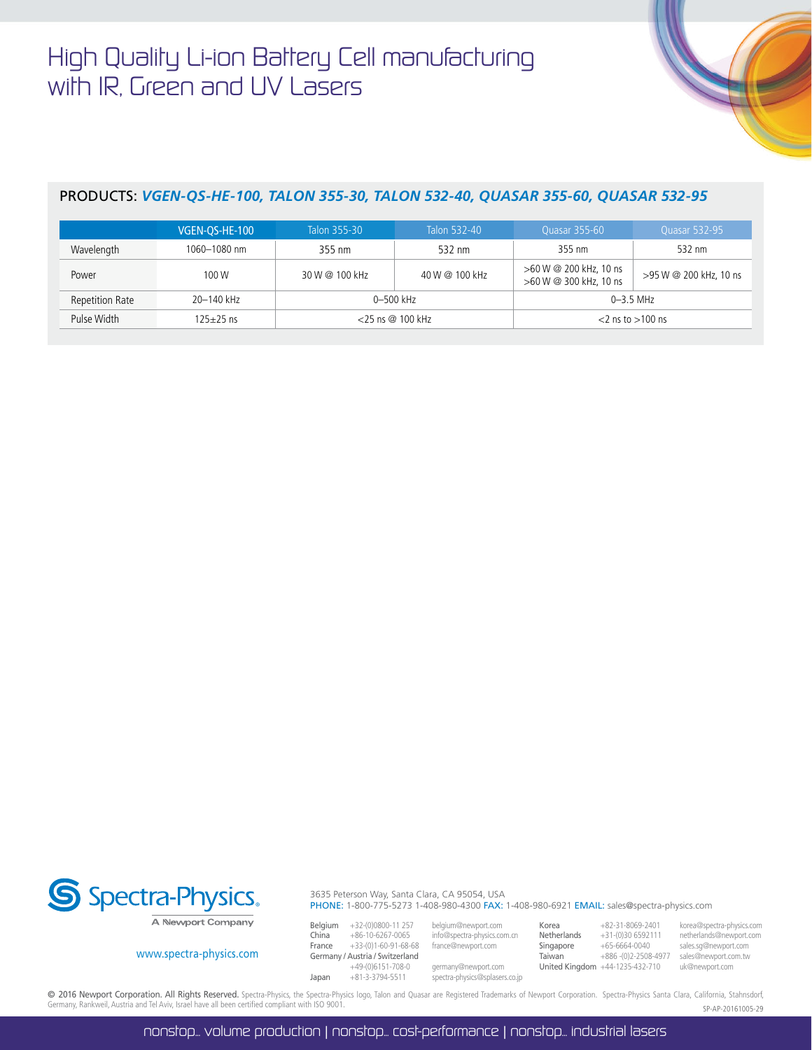# High Quality Li-ion Battery Cell manufacturing with IR, Green and UV Lasers

## PRODUCTS: *VGEN-QS-HE-100, TALON 355-30, TALON 532-40, QUASAR 355-60, QUASAR 532-95*

| | VGEN-QS-HE-100 | Talon 355-30 | Talon 532-40 | Quasar 355-60 | Quasar 532-95 |
|---|---|---|---|---|---|
| Wavelength | 1060–1080 nm | 355 nm | 532 nm | 355 nm | 532 nm |
| Power | 100 W | 30 W @ 100 kHz | 40 W @ 100 kHz | >60 W @ 200 kHz, 10 ns<br>>60 W @ 300 kHz, 10 ns | >95 W @ 200 kHz, 10 ns |
| Repetition Rate | 20–140 kHz | 0–500 kHz | | 0–3.5 MHz | |
| Pulse Width | 125±25 ns | <25 ns @ 100 kHz | | <2 ns to >100 ns | |

Spectra-Physics
A Newport Company

www.spectra-physics.com

3635 Peterson Way, Santa Clara, CA 95054, USA
PHONE: 1-800-775-5273 1-408-980-4300 FAX: 1-408-980-6921 EMAIL: sales@spectra-physics.com

| | | |
|---|---|---|
| Belgium | +32-(0)0800-11 257 | belgium@newport.com |
| China | +86-10-6267-0065 | info@spectra-physics.com.cn |
| France | +33-(0)1-60-91-68-68 | france@newport.com |
| Germany / Austria / Switzerland | +49-(0)6151-708-0 | germany@newport.com |
| Japan | +81-3-3794-5511 | spectra-physics@splasers.co.jp |
| Korea | +82-31-8069-2401 | korea@spectra-physics.com |
| Netherlands | +31-(0)30 6592111 | netherlands@newport.com |
| Singapore | +65-6664-0040 | sales.sg@newport.com |
| Taiwan | +886 -(0)2-2508-4977 | sales@newport.com.tw |
| United Kingdom | +44-1235-432-710 | uk@newport.com |

© 2016 Newport Corporation. All Rights Reserved. Spectra-Physics, the Spectra-Physics logo, Talon and Quasar are Registered Trademarks of Newport Corporation. Spectra-Physics Santa Clara, California, Stahnsdorf, Germany, Rankweil, Austria and Tel Aviv, Israel have all been certified compliant with ISO 9001.

SP-AP-20161005-29

nonstop... volume production | nonstop... cost-performance | nonstop... industrial lasers